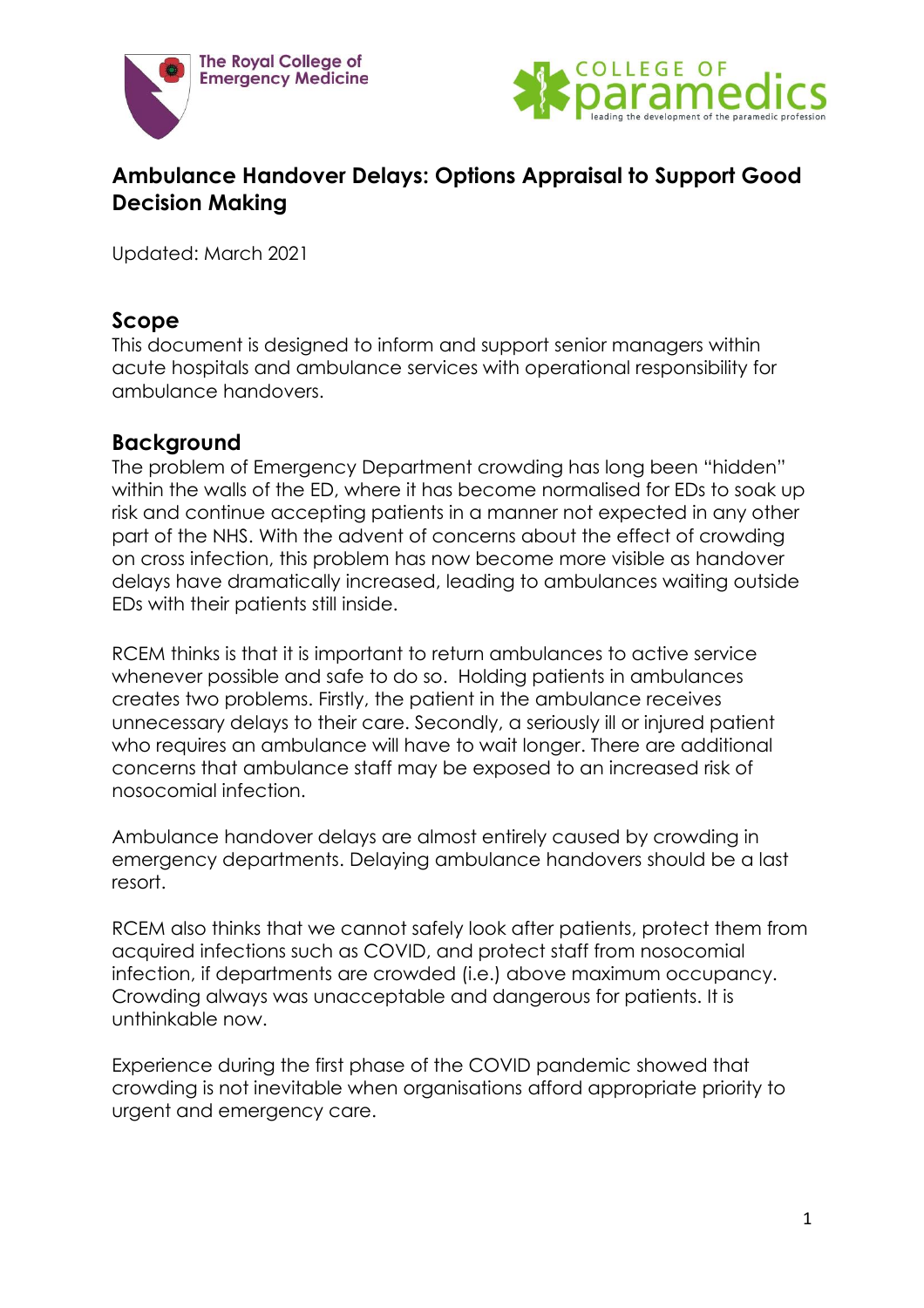The Royal College of Emergency Medicine

COLLEGE OF paramedics
leading the development of the paramedic profession

# Ambulance Handover Delays: Options Appraisal to Support Good Decision Making

Updated: March 2021

## Scope

This document is designed to inform and support senior managers within acute hospitals and ambulance services with operational responsibility for ambulance handovers.

## Background

The problem of Emergency Department crowding has long been "hidden" within the walls of the ED, where it has become normalised for EDs to soak up risk and continue accepting patients in a manner not expected in any other part of the NHS. With the advent of concerns about the effect of crowding on cross infection, this problem has now become more visible as handover delays have dramatically increased, leading to ambulances waiting outside EDs with their patients still inside.

RCEM thinks is that it is important to return ambulances to active service whenever possible and safe to do so. Holding patients in ambulances creates two problems. Firstly, the patient in the ambulance receives unnecessary delays to their care. Secondly, a seriously ill or injured patient who requires an ambulance will have to wait longer. There are additional concerns that ambulance staff may be exposed to an increased risk of nosocomial infection.

Ambulance handover delays are almost entirely caused by crowding in emergency departments. Delaying ambulance handovers should be a last resort.

RCEM also thinks that we cannot safely look after patients, protect them from acquired infections such as COVID, and protect staff from nosocomial infection, if departments are crowded (i.e.) above maximum occupancy. Crowding always was unacceptable and dangerous for patients. It is unthinkable now.

Experience during the first phase of the COVID pandemic showed that crowding is not inevitable when organisations afford appropriate priority to urgent and emergency care.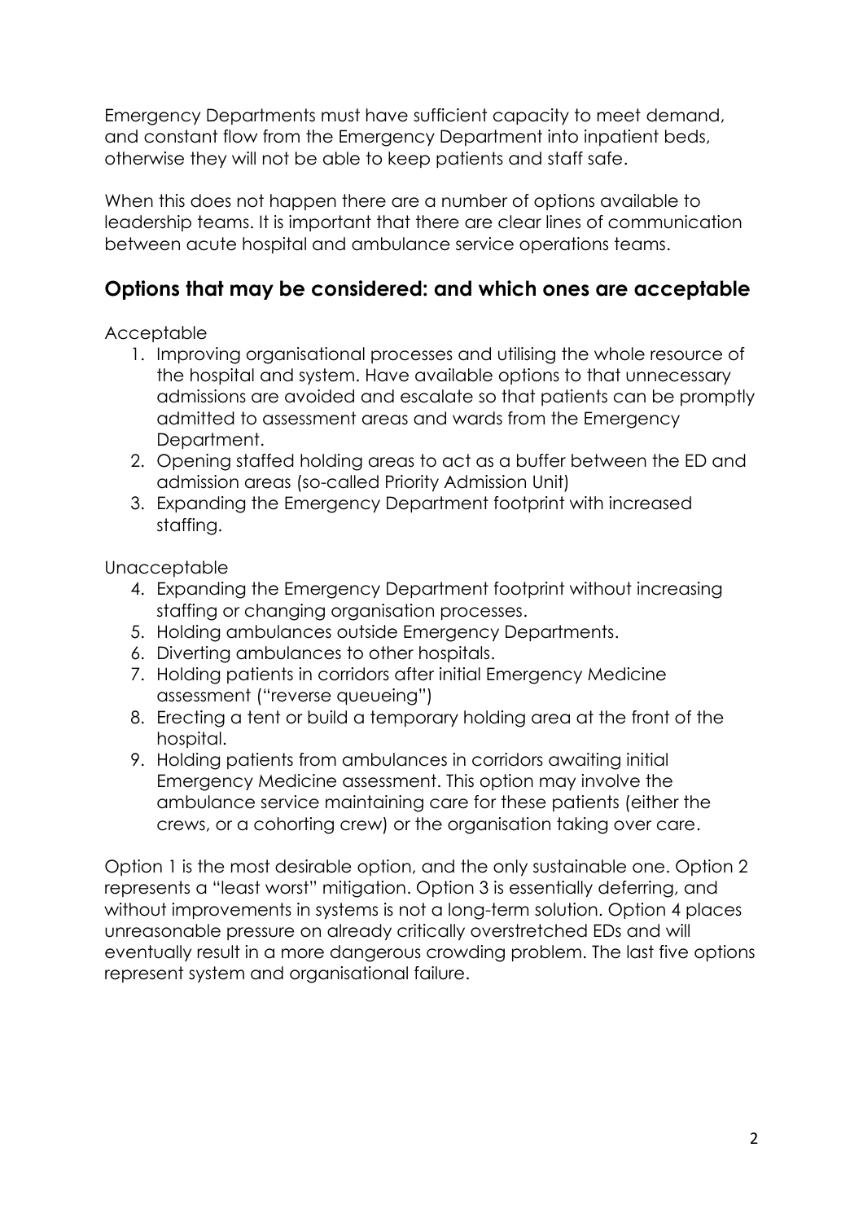Emergency Departments must have sufficient capacity to meet demand, and constant flow from the Emergency Department into inpatient beds, otherwise they will not be able to keep patients and staff safe.

When this does not happen there are a number of options available to leadership teams. It is important that there are clear lines of communication between acute hospital and ambulance service operations teams.

## Options that may be considered: and which ones are acceptable

Acceptable

1. Improving organisational processes and utilising the whole resource of the hospital and system. Have available options to that unnecessary admissions are avoided and escalate so that patients can be promptly admitted to assessment areas and wards from the Emergency Department.
2. Opening staffed holding areas to act as a buffer between the ED and admission areas (so-called Priority Admission Unit)
3. Expanding the Emergency Department footprint with increased staffing.

Unacceptable

4. Expanding the Emergency Department footprint without increasing staffing or changing organisation processes.
5. Holding ambulances outside Emergency Departments.
6. Diverting ambulances to other hospitals.
7. Holding patients in corridors after initial Emergency Medicine assessment ("reverse queueing")
8. Erecting a tent or build a temporary holding area at the front of the hospital.
9. Holding patients from ambulances in corridors awaiting initial Emergency Medicine assessment. This option may involve the ambulance service maintaining care for these patients (either the crews, or a cohorting crew) or the organisation taking over care.

Option 1 is the most desirable option, and the only sustainable one. Option 2 represents a "least worst" mitigation. Option 3 is essentially deferring, and without improvements in systems is not a long-term solution. Option 4 places unreasonable pressure on already critically overstretched EDs and will eventually result in a more dangerous crowding problem. The last five options represent system and organisational failure.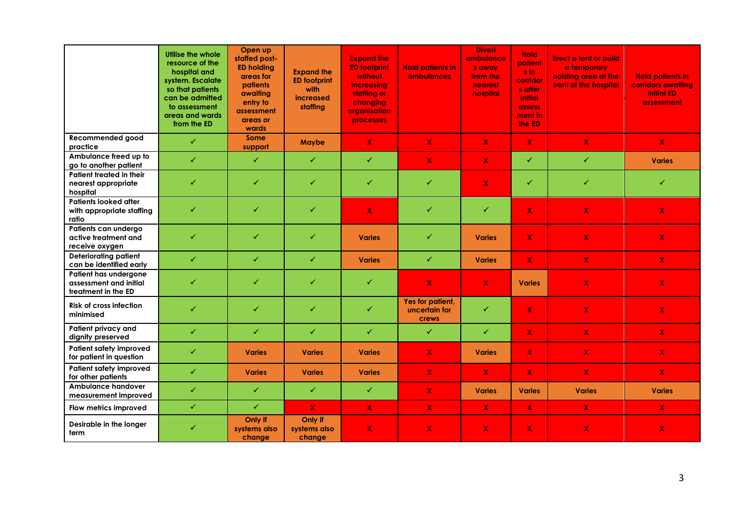| | Utilise the whole resource of the hospital and system. Escalate so that patients can be admitted to assessment areas and wards from the ED | Open up staffed post-ED holding areas for patients awaiting entry to assessment areas or wards | Expand the ED footprint with increased staffing | Expand the ED footprint without increasing staffing or changing organisation processes | Hold patients in ambulances | Divert ambulances away from the nearest hospital | Hold patients in corridors after initial assessment in the ED | Erect a tent or build a temporary holding area at the front of the hospital | Hold patients in corridors awaiting initial ED assessment |
|---|---|---|---|---|---|---|---|---|---|
| Recommended good practice | ✓ | Some support | Maybe | X | X | X | X | X | X |
| Ambulance freed up to go to another patient | ✓ | ✓ | ✓ | ✓ | X | X | ✓ | ✓ | Varies |
| Patient treated in their nearest appropriate hospital | ✓ | ✓ | ✓ | ✓ | ✓ | X | ✓ | ✓ | ✓ |
| Patients looked after with appropriate staffing ratio | ✓ | ✓ | ✓ | X | ✓ | ✓ | X | X | X |
| Patients can undergo active treatment and receive oxygen | ✓ | ✓ | ✓ | Varies | ✓ | Varies | X | X | X |
| Deteriorating patient can be identified early | ✓ | ✓ | ✓ | Varies | ✓ | Varies | X | X | X |
| Patient has undergone assessment and initial treatment in the ED | ✓ | ✓ | ✓ | ✓ | X | X | Varies | X | X |
| Risk of cross infection minimised | ✓ | ✓ | ✓ | ✓ | Yes for patient, uncertain for crews | ✓ | X | X | X |
| Patient privacy and dignity preserved | ✓ | ✓ | ✓ | ✓ | ✓ | ✓ | X | X | X |
| Patient safety improved for patient in question | ✓ | Varies | Varies | Varies | X | Varies | X | X | X |
| Patient safety improved for other patients | ✓ | Varies | Varies | Varies | X | X | X | X | X |
| Ambulance handover measurement improved | ✓ | ✓ | ✓ | ✓ | X | Varies | Varies | Varies | Varies |
| Flow metrics improved | ✓ | ✓ | X | X | X | X | X | X | X |
| Desirable in the longer term | ✓ | Only if systems also change | Only if systems also change | X | X | X | X | X | X |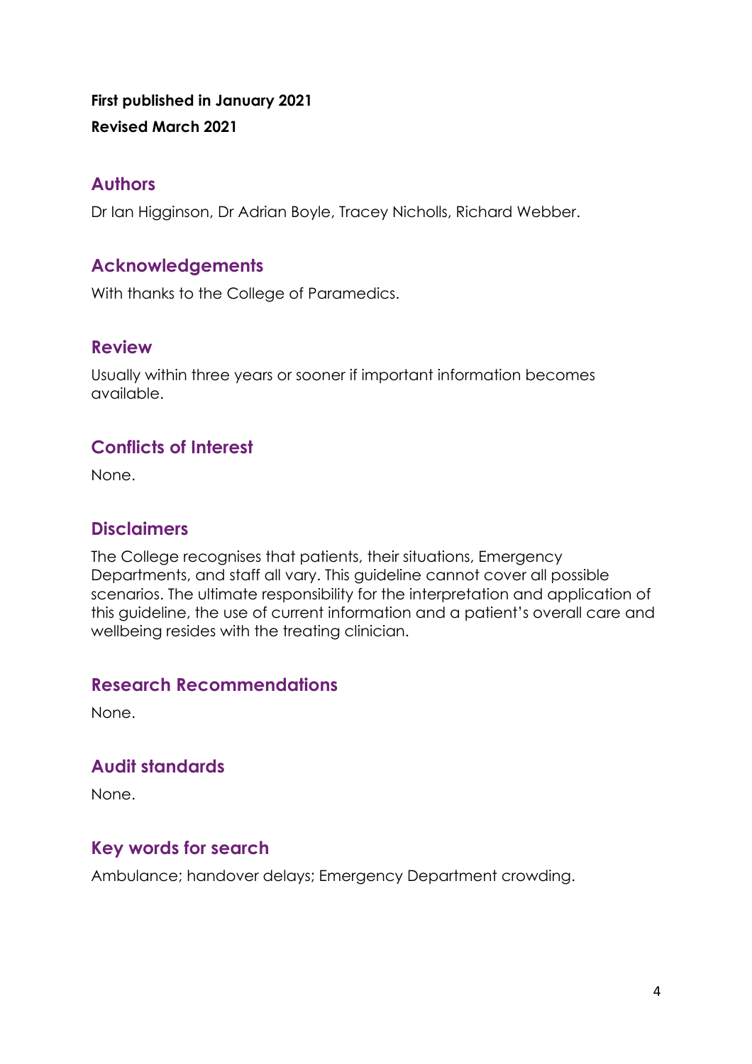**First published in January 2021**

**Revised March 2021**

## Authors

Dr Ian Higginson, Dr Adrian Boyle, Tracey Nicholls, Richard Webber.

## Acknowledgements

With thanks to the College of Paramedics.

## Review

Usually within three years or sooner if important information becomes available.

## Conflicts of Interest

None.

## Disclaimers

The College recognises that patients, their situations, Emergency Departments, and staff all vary. This guideline cannot cover all possible scenarios. The ultimate responsibility for the interpretation and application of this guideline, the use of current information and a patient's overall care and wellbeing resides with the treating clinician.

## Research Recommendations

None.

## Audit standards

None.

## Key words for search

Ambulance; handover delays; Emergency Department crowding.